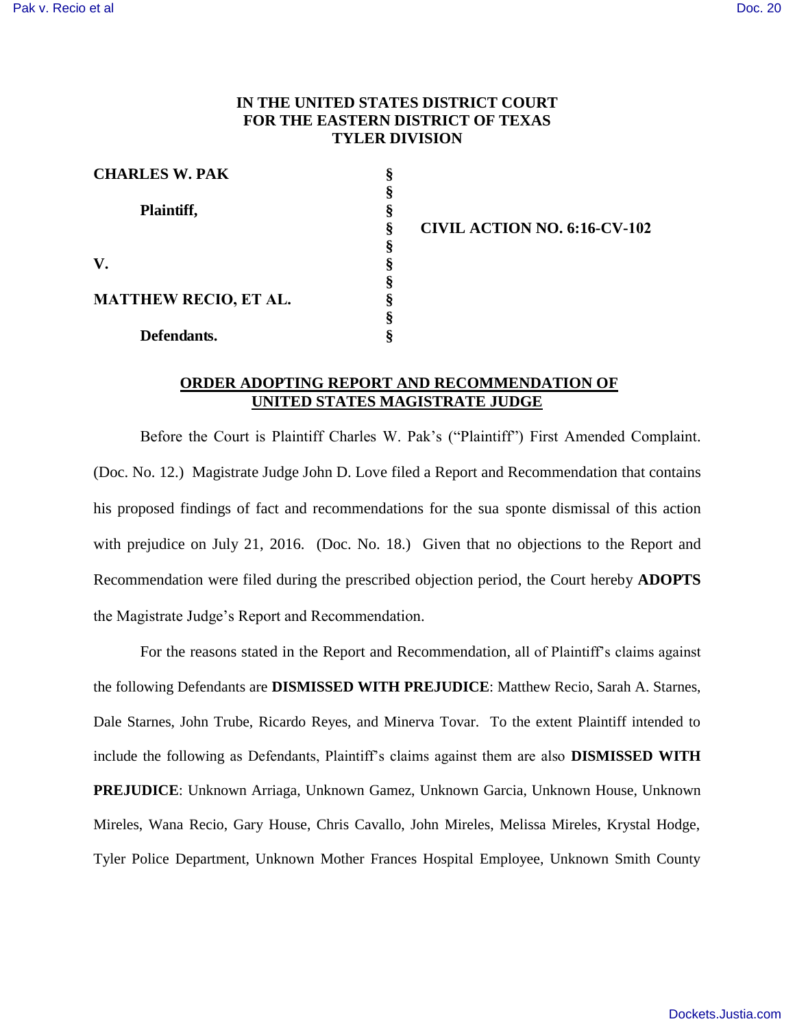**IN THE UNITED STATES DISTRICT COURT**
**FOR THE EASTERN DISTRICT OF TEXAS**
**TYLER DIVISION**

| | | |
|---|---|---|
| **CHARLES W. PAK** | § | |
| | § | |
| **Plaintiff,** | § | |
| | § | **CIVIL ACTION NO. 6:16-CV-102** |
| | § | |
| **V.** | § | |
| | § | |
| **MATTHEW RECIO, ET AL.** | § | |
| | § | |
| **Defendants.** | § | |

**ORDER ADOPTING REPORT AND RECOMMENDATION OF UNITED STATES MAGISTRATE JUDGE**

Before the Court is Plaintiff Charles W. Pak's ("Plaintiff") First Amended Complaint. (Doc. No. 12.) Magistrate Judge John D. Love filed a Report and Recommendation that contains his proposed findings of fact and recommendations for the sua sponte dismissal of this action with prejudice on July 21, 2016. (Doc. No. 18.) Given that no objections to the Report and Recommendation were filed during the prescribed objection period, the Court hereby **ADOPTS** the Magistrate Judge's Report and Recommendation.

For the reasons stated in the Report and Recommendation, all of Plaintiff's claims against the following Defendants are **DISMISSED WITH PREJUDICE**: Matthew Recio, Sarah A. Starnes, Dale Starnes, John Trube, Ricardo Reyes, and Minerva Tovar. To the extent Plaintiff intended to include the following as Defendants, Plaintiff's claims against them are also **DISMISSED WITH PREJUDICE**: Unknown Arriaga, Unknown Gamez, Unknown Garcia, Unknown House, Unknown Mireles, Wana Recio, Gary House, Chris Cavallo, John Mireles, Melissa Mireles, Krystal Hodge, Tyler Police Department, Unknown Mother Frances Hospital Employee, Unknown Smith County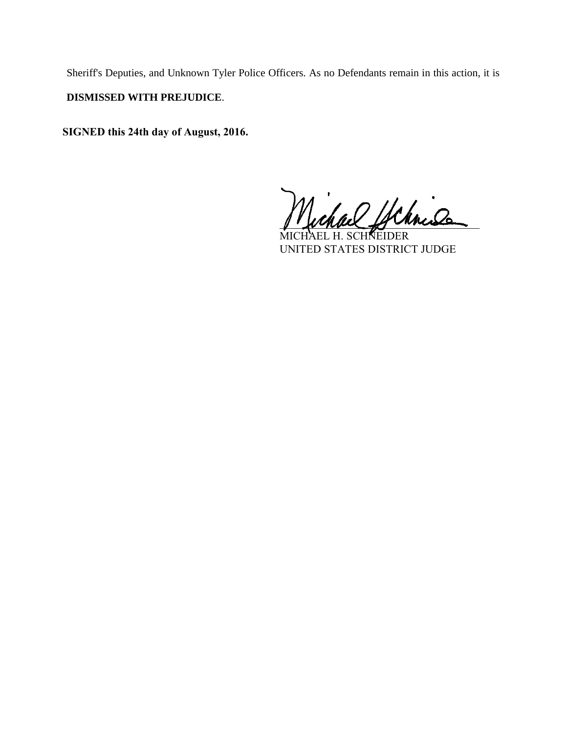Sheriff's Deputies, and Unknown Tyler Police Officers. As no Defendants remain in this action, it is **DISMISSED WITH PREJUDICE**.

**SIGNED this 24th day of August, 2016.**

MICHAEL H. SCHNEIDER
UNITED STATES DISTRICT JUDGE